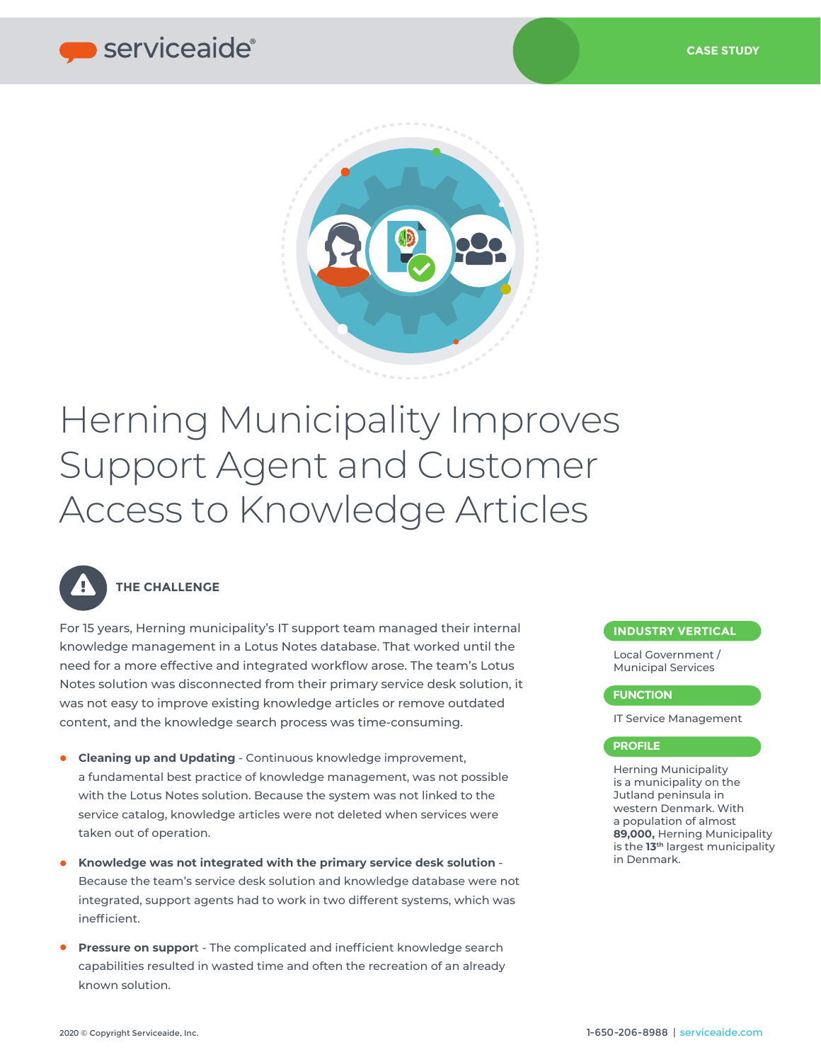CASE STUDY

# Herning Municipality Improves Support Agent and Customer Access to Knowledge Articles

## THE CHALLENGE

For 15 years, Herning municipality's IT support team managed their internal knowledge management in a Lotus Notes database. That worked until the need for a more effective and integrated workflow arose. The team's Lotus Notes solution was disconnected from their primary service desk solution, it was not easy to improve existing knowledge articles or remove outdated content, and the knowledge search process was time-consuming.

- **Cleaning up and Updating** - Continuous knowledge improvement, a fundamental best practice of knowledge management, was not possible with the Lotus Notes solution. Because the system was not linked to the service catalog, knowledge articles were not deleted when services were taken out of operation.
- **Knowledge was not integrated with the primary service desk solution** - Because the team's service desk solution and knowledge database were not integrated, support agents had to work in two different systems, which was inefficient.
- **Pressure on support** - The complicated and inefficient knowledge search capabilities resulted in wasted time and often the recreation of an already known solution.

**INDUSTRY VERTICAL**

Local Government / Municipal Services

**FUNCTION**

IT Service Management

**PROFILE**

Herning Municipality is a municipality on the Jutland peninsula in western Denmark. With a population of almost **89,000,** Herning Municipality is the **13th** largest municipality in Denmark.

2020 © Copyright Serviceaide, Inc.

1-650-206-8988 | serviceaide.com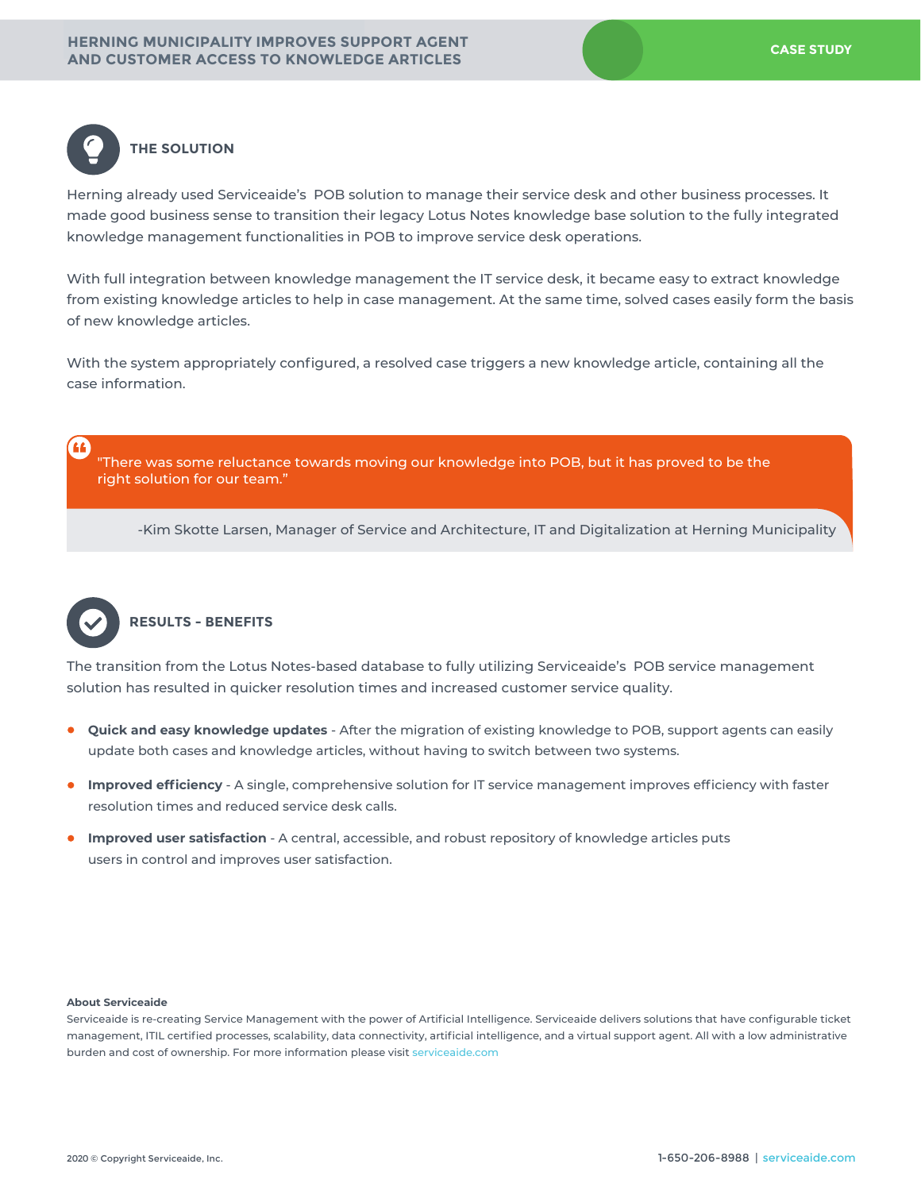## THE SOLUTION

Herning already used Serviceaide's POB solution to manage their service desk and other business processes. It made good business sense to transition their legacy Lotus Notes knowledge base solution to the fully integrated knowledge management functionalities in POB to improve service desk operations.

With full integration between knowledge management the IT service desk, it became easy to extract knowledge from existing knowledge articles to help in case management. At the same time, solved cases easily form the basis of new knowledge articles.

With the system appropriately configured, a resolved case triggers a new knowledge article, containing all the case information.

> "There was some reluctance towards moving our knowledge into POB, but it has proved to be the right solution for our team."
>
> -Kim Skotte Larsen, Manager of Service and Architecture, IT and Digitalization at Herning Municipality

## RESULTS - BENEFITS

The transition from the Lotus Notes-based database to fully utilizing Serviceaide's POB service management solution has resulted in quicker resolution times and increased customer service quality.

- **Quick and easy knowledge updates** - After the migration of existing knowledge to POB, support agents can easily update both cases and knowledge articles, without having to switch between two systems.
- **Improved efficiency** - A single, comprehensive solution for IT service management improves efficiency with faster resolution times and reduced service desk calls.
- **Improved user satisfaction** - A central, accessible, and robust repository of knowledge articles puts users in control and improves user satisfaction.

**About Serviceaide**

Serviceaide is re-creating Service Management with the power of Artificial Intelligence. Serviceaide delivers solutions that have configurable ticket management, ITIL certified processes, scalability, data connectivity, artificial intelligence, and a virtual support agent. All with a low administrative burden and cost of ownership. For more information please visit serviceaide.com

2020 © Copyright Serviceaide, Inc.

1-650-206-8988 | serviceaide.com